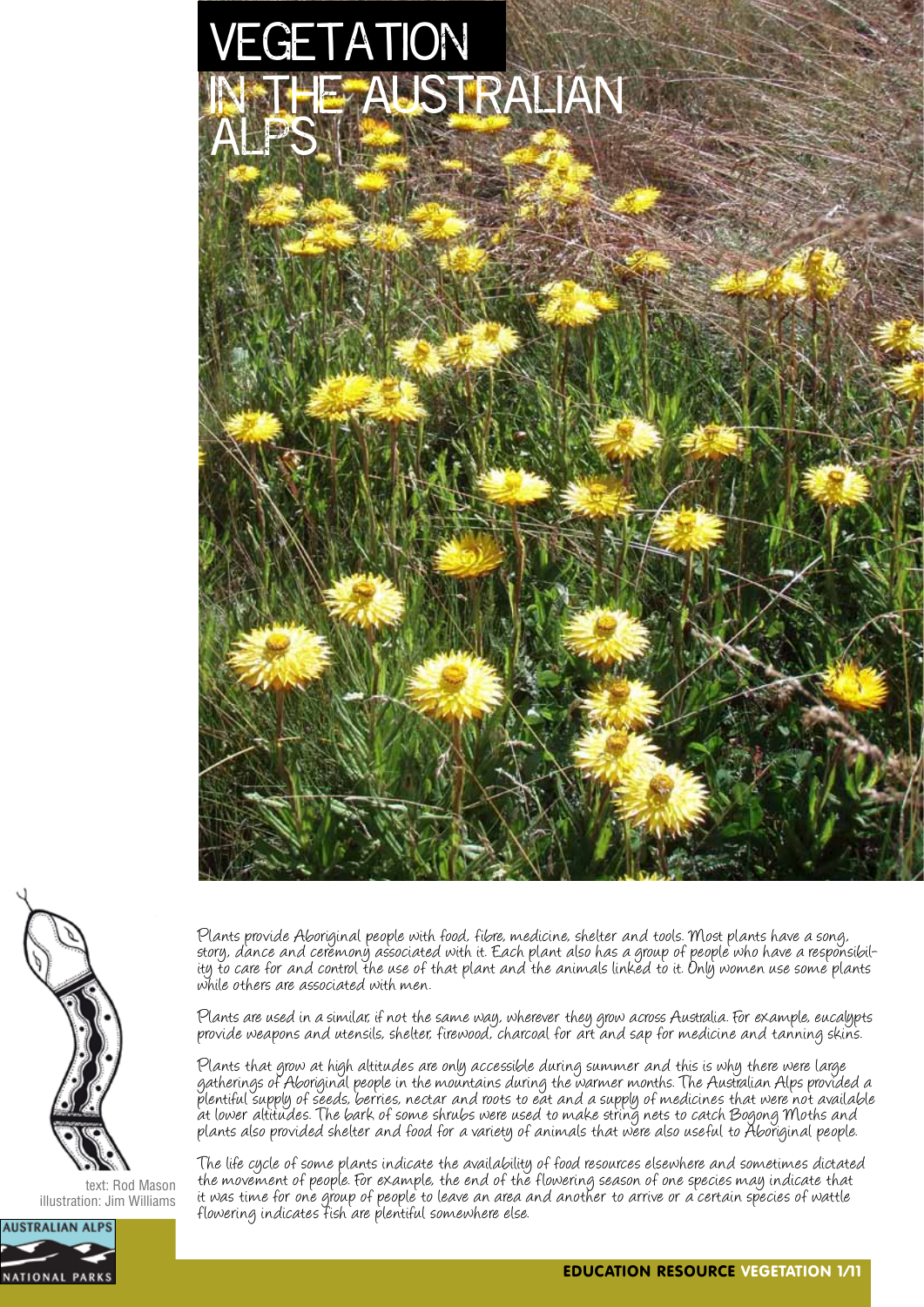# VEGETATION IN THE AUSTRALIAN ALPS

Plants provide Aboriginal people with food, fibre, medicine, shelter and tools. Most plants have a song, story, dance and ceremony associated with it. Each plant also has a group of people who have a responsibility to care for and control the use of that plant and the animals linked to it. Only women use some plants while others are associated with men.

Plants are used in a similar, if not the same way, wherever they grow across Australia. For example, eucalypts provide weapons and utensils, shelter, firewood, charcoal for art and sap for medicine and tanning skins.

Plants that grow at high altitudes are only accessible during summer and this is why there were large gatherings of Aboriginal people in the mountains during the warmer months. The Australian Alps provided a plentiful supply of seeds, berries, nectar and roots to eat and a supply of medicines that were not available at lower altitudes. The bark of some shrubs were used to make string nets to catch Bogong Moths and plants also provided shelter and food for a variety of animals that were also useful to Aboriginal people.

The life cycle of some plants indicate the availability of food resources elsewhere and sometimes dictated the movement of people. For example, the end of the flowering season of one species may indicate that it was time for one group of people to leave an area and another to arrive or a certain species of wattle flowering indicates fish are plentiful somewhere else.

text: Rod Mason
illustration: Jim Williams

AUSTRALIAN ALPS NATIONAL PARKS

**EDUCATION RESOURCE VEGETATION**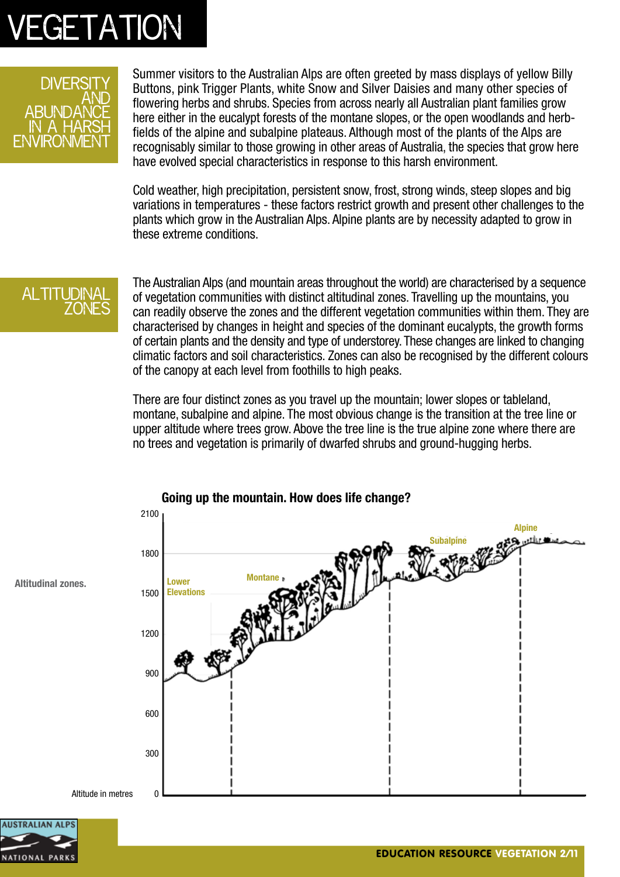# VEGETATION

## DIVERSITY AND ABUNDANCE IN A HARSH ENVIRONMENT

Summer visitors to the Australian Alps are often greeted by mass displays of yellow Billy Buttons, pink Trigger Plants, white Snow and Silver Daisies and many other species of flowering herbs and shrubs. Species from across nearly all Australian plant families grow here either in the eucalypt forests of the montane slopes, or the open woodlands and herb-fields of the alpine and subalpine plateaus. Although most of the plants of the Alps are recognisably similar to those growing in other areas of Australia, the species that grow here have evolved special characteristics in response to this harsh environment.

Cold weather, high precipitation, persistent snow, frost, strong winds, steep slopes and big variations in temperatures - these factors restrict growth and present other challenges to the plants which grow in the Australian Alps. Alpine plants are by necessity adapted to grow in these extreme conditions.

## ALTITUDINAL ZONES

The Australian Alps (and mountain areas throughout the world) are characterised by a sequence of vegetation communities with distinct altitudinal zones. Travelling up the mountains, you can readily observe the zones and the different vegetation communities within them. They are characterised by changes in height and species of the dominant eucalypts, the growth forms of certain plants and the density and type of understorey. These changes are linked to changing climatic factors and soil characteristics. Zones can also be recognised by the different colours of the canopy at each level from foothills to high peaks.

There are four distinct zones as you travel up the mountain; lower slopes or tableland, montane, subalpine and alpine. The most obvious change is the transition at the tree line or upper altitude where trees grow. Above the tree line is the true alpine zone where there are no trees and vegetation is primarily of dwarfed shrubs and ground-hugging herbs.

**Going up the mountain. How does life change?**

Altitudinal zones.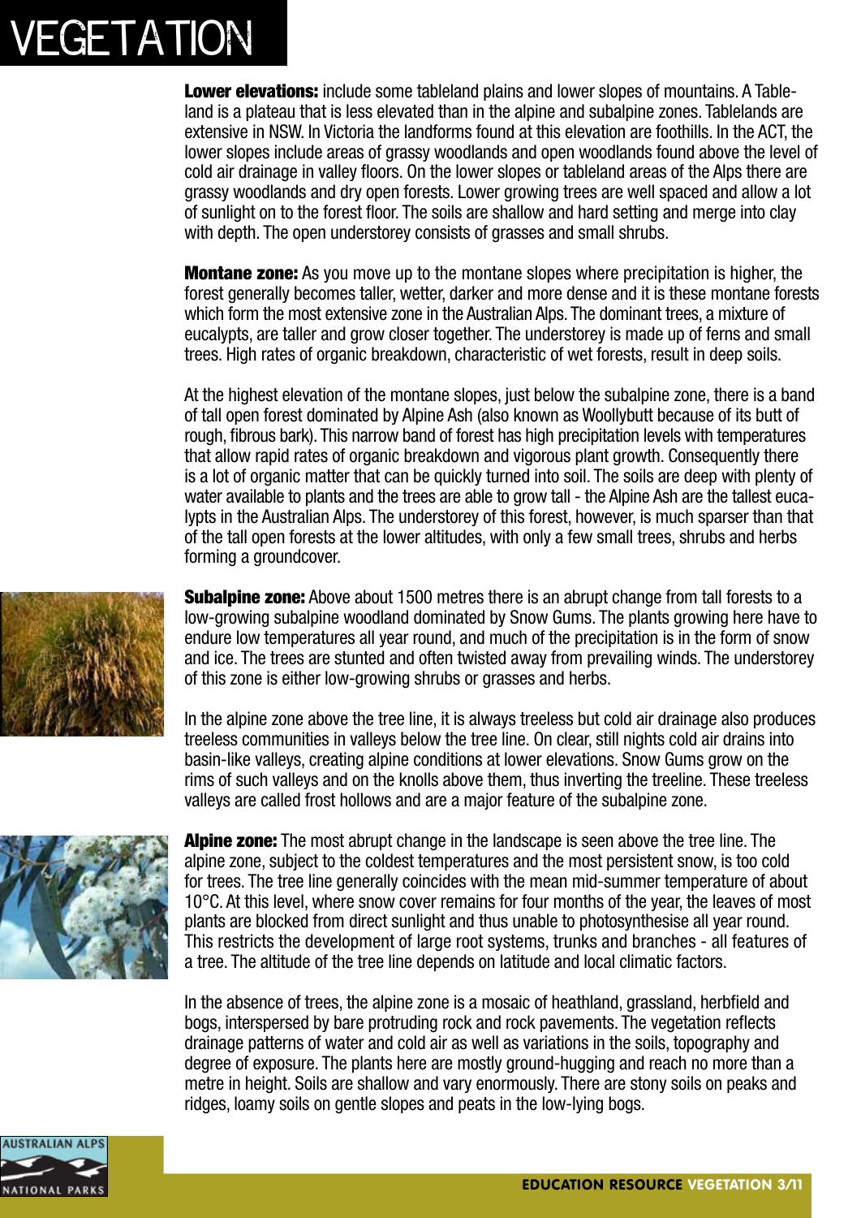# VEGETATION

**Lower elevations:** include some tableland plains and lower slopes of mountains. A Tableland is a plateau that is less elevated than in the alpine and subalpine zones. Tablelands are extensive in NSW. In Victoria the landforms found at this elevation are foothills. In the ACT, the lower slopes include areas of grassy woodlands and open woodlands found above the level of cold air drainage in valley floors. On the lower slopes or tableland areas of the Alps there are grassy woodlands and dry open forests. Lower growing trees are well spaced and allow a lot of sunlight on to the forest floor. The soils are shallow and hard setting and merge into clay with depth. The open understorey consists of grasses and small shrubs.

**Montane zone:** As you move up to the montane slopes where precipitation is higher, the forest generally becomes taller, wetter, darker and more dense and it is these montane forests which form the most extensive zone in the Australian Alps. The dominant trees, a mixture of eucalypts, are taller and grow closer together. The understorey is made up of ferns and small trees. High rates of organic breakdown, characteristic of wet forests, result in deep soils.

At the highest elevation of the montane slopes, just below the subalpine zone, there is a band of tall open forest dominated by Alpine Ash (also known as Woollybutt because of its butt of rough, fibrous bark). This narrow band of forest has high precipitation levels with temperatures that allow rapid rates of organic breakdown and vigorous plant growth. Consequently there is a lot of organic matter that can be quickly turned into soil. The soils are deep with plenty of water available to plants and the trees are able to grow tall - the Alpine Ash are the tallest eucalypts in the Australian Alps. The understorey of this forest, however, is much sparser than that of the tall open forests at the lower altitudes, with only a few small trees, shrubs and herbs forming a groundcover.

**Subalpine zone:** Above about 1500 metres there is an abrupt change from tall forests to a low-growing subalpine woodland dominated by Snow Gums. The plants growing here have to endure low temperatures all year round, and much of the precipitation is in the form of snow and ice. The trees are stunted and often twisted away from prevailing winds. The understorey of this zone is either low-growing shrubs or grasses and herbs.

In the alpine zone above the tree line, it is always treeless but cold air drainage also produces treeless communities in valleys below the tree line. On clear, still nights cold air drains into basin-like valleys, creating alpine conditions at lower elevations. Snow Gums grow on the rims of such valleys and on the knolls above them, thus inverting the treeline. These treeless valleys are called frost hollows and are a major feature of the subalpine zone.

**Alpine zone:** The most abrupt change in the landscape is seen above the tree line. The alpine zone, subject to the coldest temperatures and the most persistent snow, is too cold for trees. The tree line generally coincides with the mean mid-summer temperature of about 10°C. At this level, where snow cover remains for four months of the year, the leaves of most plants are blocked from direct sunlight and thus unable to photosynthesise all year round. This restricts the development of large root systems, trunks and branches - all features of a tree. The altitude of the tree line depends on latitude and local climatic factors.

In the absence of trees, the alpine zone is a mosaic of heathland, grassland, herbfield and bogs, interspersed by bare protruding rock and rock pavements. The vegetation reflects drainage patterns of water and cold air as well as variations in the soils, topography and degree of exposure. The plants here are mostly ground-hugging and reach no more than a metre in height. Soils are shallow and vary enormously. There are stony soils on peaks and ridges, loamy soils on gentle slopes and peats in the low-lying bogs.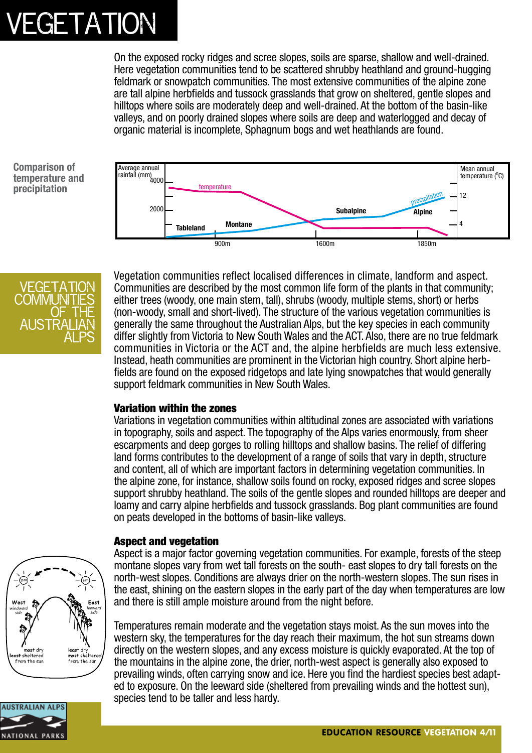# VEGETATION

On the exposed rocky ridges and scree slopes, soils are sparse, shallow and well-drained. Here vegetation communities tend to be scattered shrubby heathland and ground-hugging feldmark or snowpatch communities. The most extensive communities of the alpine zone are tall alpine herbfields and tussock grasslands that grow on sheltered, gentle slopes and hilltops where soils are moderately deep and well-drained. At the bottom of the basin-like valleys, and on poorly drained slopes where soils are deep and waterlogged and decay of organic material is incomplete, Sphagnum bogs and wet heathlands are found.

**Comparison of temperature and precipitation**

## VEGETATION COMMUNITIES OF THE AUSTRALIAN ALPS

Vegetation communities reflect localised differences in climate, landform and aspect. Communities are described by the most common life form of the plants in that community; either trees (woody, one main stem, tall), shrubs (woody, multiple stems, short) or herbs (non-woody, small and short-lived). The structure of the various vegetation communities is generally the same throughout the Australian Alps, but the key species in each community differ slightly from Victoria to New South Wales and the ACT. Also, there are no true feldmark communities in Victoria or the ACT and, the alpine herbfields are much less extensive. Instead, heath communities are prominent in the Victorian high country. Short alpine herbfields are found on the exposed ridgetops and late lying snowpatches that would generally support feldmark communities in New South Wales.

### Variation within the zones

Variations in vegetation communities within altitudinal zones are associated with variations in topography, soils and aspect. The topography of the Alps varies enormously, from sheer escarpments and deep gorges to rolling hilltops and shallow basins. The relief of differing land forms contributes to the development of a range of soils that vary in depth, structure and content, all of which are important factors in determining vegetation communities. In the alpine zone, for instance, shallow soils found on rocky, exposed ridges and scree slopes support shrubby heathland. The soils of the gentle slopes and rounded hilltops are deeper and loamy and carry alpine herbfields and tussock grasslands. Bog plant communities are found on peats developed in the bottoms of basin-like valleys.

### Aspect and vegetation

Aspect is a major factor governing vegetation communities. For example, forests of the steep montane slopes vary from wet tall forests on the south- east slopes to dry tall forests on the north-west slopes. Conditions are always drier on the north-western slopes. The sun rises in the east, shining on the eastern slopes in the early part of the day when temperatures are low and there is still ample moisture around from the night before.

Temperatures remain moderate and the vegetation stays moist. As the sun moves into the western sky, the temperatures for the day reach their maximum, the hot sun streams down directly on the western slopes, and any excess moisture is quickly evaporated. At the top of the mountains in the alpine zone, the drier, north-west aspect is generally also exposed to prevailing winds, often carrying snow and ice. Here you find the hardiest species best adapted to exposure. On the leeward side (sheltered from prevailing winds and the hottest sun), species tend to be taller and less hardy.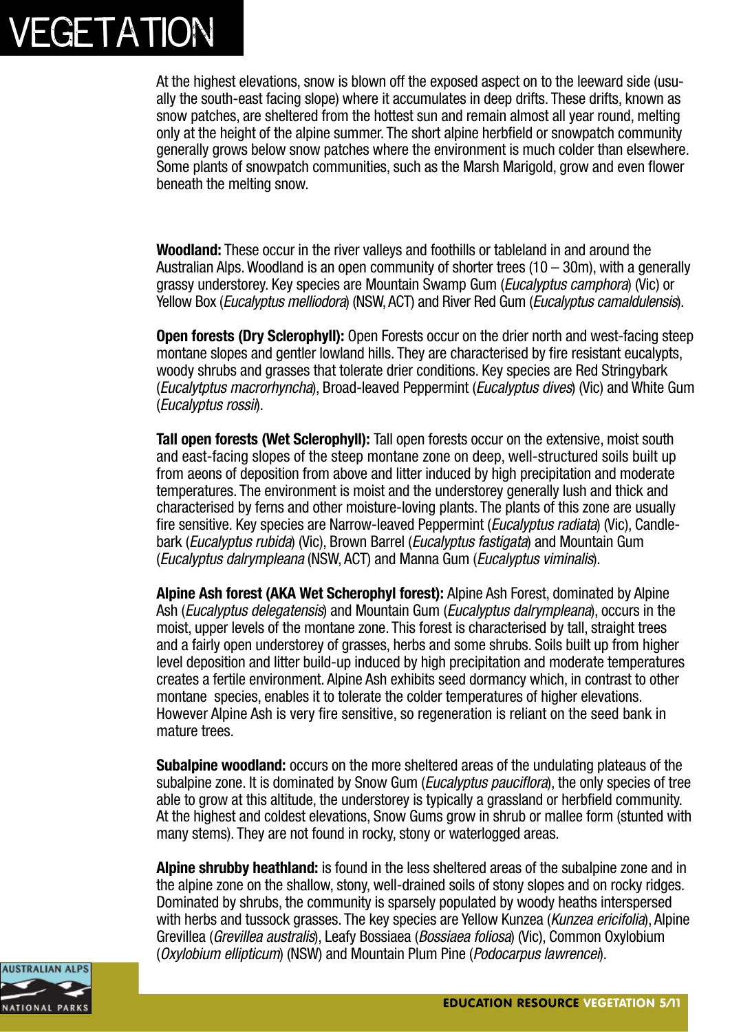# VEGETATION

At the highest elevations, snow is blown off the exposed aspect on to the leeward side (usually the south-east facing slope) where it accumulates in deep drifts. These drifts, known as snow patches, are sheltered from the hottest sun and remain almost all year round, melting only at the height of the alpine summer. The short alpine herbfield or snowpatch community generally grows below snow patches where the environment is much colder than elsewhere. Some plants of snowpatch communities, such as the Marsh Marigold, grow and even flower beneath the melting snow.

**Woodland:** These occur in the river valleys and foothills or tableland in and around the Australian Alps. Woodland is an open community of shorter trees (10 – 30m), with a generally grassy understorey. Key species are Mountain Swamp Gum (*Eucalyptus camphora*) (Vic) or Yellow Box (*Eucalyptus melliodora*) (NSW, ACT) and River Red Gum (*Eucalyptus camaldulensis*).

**Open forests (Dry Sclerophyll):** Open Forests occur on the drier north and west-facing steep montane slopes and gentler lowland hills. They are characterised by fire resistant eucalypts, woody shrubs and grasses that tolerate drier conditions. Key species are Red Stringybark (*Eucalytptus macrorhyncha*), Broad-leaved Peppermint (*Eucalyptus dives*) (Vic) and White Gum (*Eucalyptus rossii*).

**Tall open forests (Wet Sclerophyll):** Tall open forests occur on the extensive, moist south and east-facing slopes of the steep montane zone on deep, well-structured soils built up from aeons of deposition from above and litter induced by high precipitation and moderate temperatures. The environment is moist and the understorey generally lush and thick and characterised by ferns and other moisture-loving plants. The plants of this zone are usually fire sensitive. Key species are Narrow-leaved Peppermint (*Eucalyptus radiata*) (Vic), Candlebark (*Eucalyptus rubida*) (Vic), Brown Barrel (*Eucalyptus fastigata*) and Mountain Gum (*Eucalyptus dalrympleana* (NSW, ACT) and Manna Gum (*Eucalyptus viminalis*).

**Alpine Ash forest (AKA Wet Scherophyl forest):** Alpine Ash Forest, dominated by Alpine Ash (*Eucalyptus delegatensis*) and Mountain Gum (*Eucalyptus dalrympleana*), occurs in the moist, upper levels of the montane zone. This forest is characterised by tall, straight trees and a fairly open understorey of grasses, herbs and some shrubs. Soils built up from higher level deposition and litter build-up induced by high precipitation and moderate temperatures creates a fertile environment. Alpine Ash exhibits seed dormancy which, in contrast to other montane species, enables it to tolerate the colder temperatures of higher elevations. However Alpine Ash is very fire sensitive, so regeneration is reliant on the seed bank in mature trees.

**Subalpine woodland:** occurs on the more sheltered areas of the undulating plateaus of the subalpine zone. It is dominated by Snow Gum (*Eucalyptus pauciflora*), the only species of tree able to grow at this altitude, the understorey is typically a grassland or herbfield community. At the highest and coldest elevations, Snow Gums grow in shrub or mallee form (stunted with many stems). They are not found in rocky, stony or waterlogged areas.

**Alpine shrubby heathland:** is found in the less sheltered areas of the subalpine zone and in the alpine zone on the shallow, stony, well-drained soils of stony slopes and on rocky ridges. Dominated by shrubs, the community is sparsely populated by woody heaths interspersed with herbs and tussock grasses. The key species are Yellow Kunzea (*Kunzea ericifolia*), Alpine Grevillea (*Grevillea australis*), Leafy Bossiaea (*Bossiaea foliosa*) (Vic), Common Oxylobium (*Oxylobium ellipticum*) (NSW) and Mountain Plum Pine (*Podocarpus lawrencei*).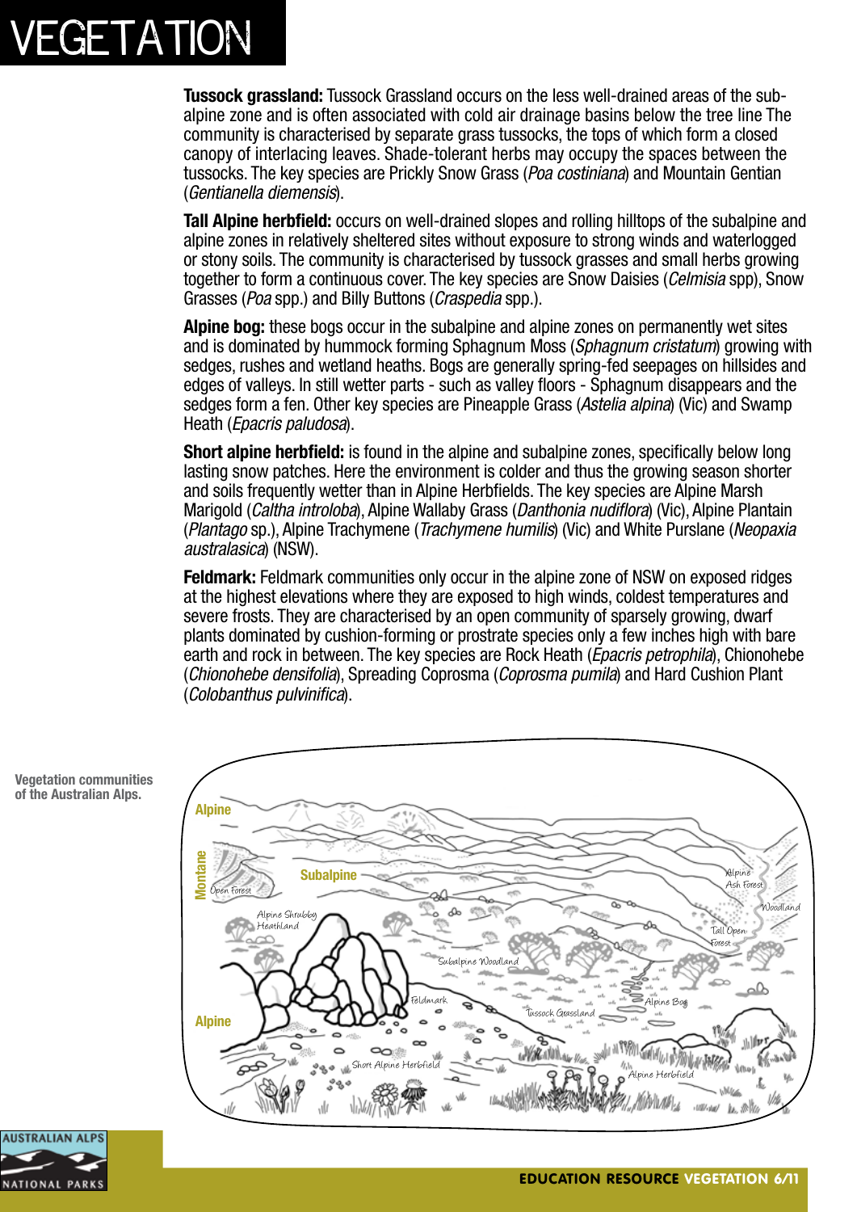# VEGETATION

**Tussock grassland:** Tussock Grassland occurs on the less well-drained areas of the sub-alpine zone and is often associated with cold air drainage basins below the tree line The community is characterised by separate grass tussocks, the tops of which form a closed canopy of interlacing leaves. Shade-tolerant herbs may occupy the spaces between the tussocks. The key species are Prickly Snow Grass (*Poa costiniana*) and Mountain Gentian (*Gentianella diemensis*).

**Tall Alpine herbfield:** occurs on well-drained slopes and rolling hilltops of the subalpine and alpine zones in relatively sheltered sites without exposure to strong winds and waterlogged or stony soils. The community is characterised by tussock grasses and small herbs growing together to form a continuous cover. The key species are Snow Daisies (*Celmisia* spp), Snow Grasses (*Poa* spp.) and Billy Buttons (*Craspedia* spp.).

**Alpine bog:** these bogs occur in the subalpine and alpine zones on permanently wet sites and is dominated by hummock forming Sphagnum Moss (*Sphagnum cristatum*) growing with sedges, rushes and wetland heaths. Bogs are generally spring-fed seepages on hillsides and edges of valleys. In still wetter parts - such as valley floors - Sphagnum disappears and the sedges form a fen. Other key species are Pineapple Grass (*Astelia alpina*) (Vic) and Swamp Heath (*Epacris paludosa*).

**Short alpine herbfield:** is found in the alpine and subalpine zones, specifically below long lasting snow patches. Here the environment is colder and thus the growing season shorter and soils frequently wetter than in Alpine Herbfields. The key species are Alpine Marsh Marigold (*Caltha introloba*), Alpine Wallaby Grass (*Danthonia nudiflora*) (Vic), Alpine Plantain (*Plantago* sp.), Alpine Trachymene (*Trachymene humilis*) (Vic) and White Purslane (*Neopaxia australasica*) (NSW).

**Feldmark:** Feldmark communities only occur in the alpine zone of NSW on exposed ridges at the highest elevations where they are exposed to high winds, coldest temperatures and severe frosts. They are characterised by an open community of sparsely growing, dwarf plants dominated by cushion-forming or prostrate species only a few inches high with bare earth and rock in between. The key species are Rock Heath (*Epacris petrophila*), Chionohebe (*Chionohebe densifolia*), Spreading Coprosma (*Coprosma pumila*) and Hard Cushion Plant (*Colobanthus pulvinifica*).

**Vegetation communities of the Australian Alps.**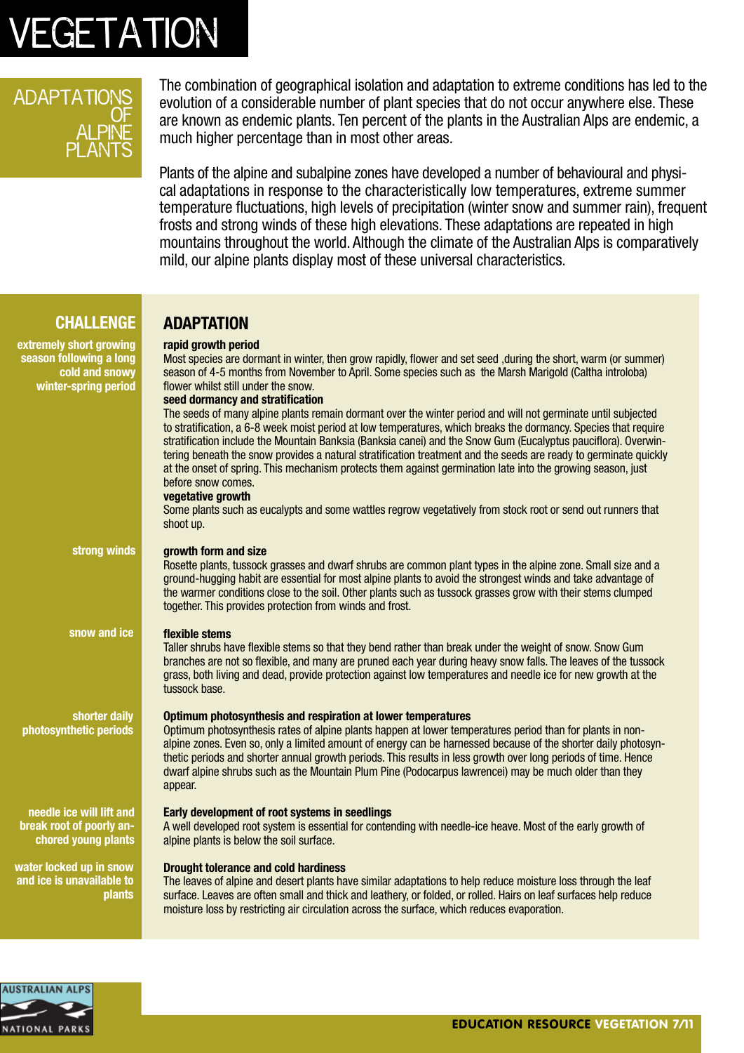# VEGETATION

## ADAPTATIONS OF ALPINE PLANTS

The combination of geographical isolation and adaptation to extreme conditions has led to the evolution of a considerable number of plant species that do not occur anywhere else. These are known as endemic plants. Ten percent of the plants in the Australian Alps are endemic, a much higher percentage than in most other areas.

Plants of the alpine and subalpine zones have developed a number of behavioural and physical adaptations in response to the characteristically low temperatures, extreme summer temperature fluctuations, high levels of precipitation (winter snow and summer rain), frequent frosts and strong winds of these high elevations. These adaptations are repeated in high mountains throughout the world. Although the climate of the Australian Alps is comparatively mild, our alpine plants display most of these universal characteristics.

| CHALLENGE | ADAPTATION |
|---|---|
| extremely short growing season following a long cold and snowy winter-spring period | **rapid growth period**<br>Most species are dormant in winter, then grow rapidly, flower and set seed ,during the short, warm (or summer) season of 4-5 months from November to April. Some species such as the Marsh Marigold (Caltha introloba) flower whilst still under the snow.<br>**seed dormancy and stratification**<br>The seeds of many alpine plants remain dormant over the winter period and will not germinate until subjected to stratification, a 6-8 week moist period at low temperatures, which breaks the dormancy. Species that require stratification include the Mountain Banksia (Banksia canei) and the Snow Gum (Eucalyptus pauciflora). Overwintering beneath the snow provides a natural stratification treatment and the seeds are ready to germinate quickly at the onset of spring. This mechanism protects them against germination late into the growing season, just before snow comes.<br>**vegetative growth**<br>Some plants such as eucalypts and some wattles regrow vegetatively from stock root or send out runners that shoot up. |
| strong winds | **growth form and size**<br>Rosette plants, tussock grasses and dwarf shrubs are common plant types in the alpine zone. Small size and a ground-hugging habit are essential for most alpine plants to avoid the strongest winds and take advantage of the warmer conditions close to the soil. Other plants such as tussock grasses grow with their stems clumped together. This provides protection from winds and frost. |
| snow and ice | **flexible stems**<br>Taller shrubs have flexible stems so that they bend rather than break under the weight of snow. Snow Gum branches are not so flexible, and many are pruned each year during heavy snow falls. The leaves of the tussock grass, both living and dead, provide protection against low temperatures and needle ice for new growth at the tussock base. |
| shorter daily photosynthetic periods | **Optimum photosynthesis and respiration at lower temperatures**<br>Optimum photosynthesis rates of alpine plants happen at lower temperatures period than for plants in non-alpine zones. Even so, only a limited amount of energy can be harnessed because of the shorter daily photosynthetic periods and shorter annual growth periods. This results in less growth over long periods of time. Hence dwarf alpine shrubs such as the Mountain Plum Pine (Podocarpus lawrencei) may be much older than they appear. |
| needle ice will lift and break root of poorly anchored young plants | **Early development of root systems in seedlings**<br>A well developed root system is essential for contending with needle-ice heave. Most of the early growth of alpine plants is below the soil surface. |
| water locked up in snow and ice is unavailable to plants | **Drought tolerance and cold hardiness**<br>The leaves of alpine and desert plants have similar adaptations to help reduce moisture loss through the leaf surface. Leaves are often small and thick and leathery, or folded, or rolled. Hairs on leaf surfaces help reduce moisture loss by restricting air circulation across the surface, which reduces evaporation. |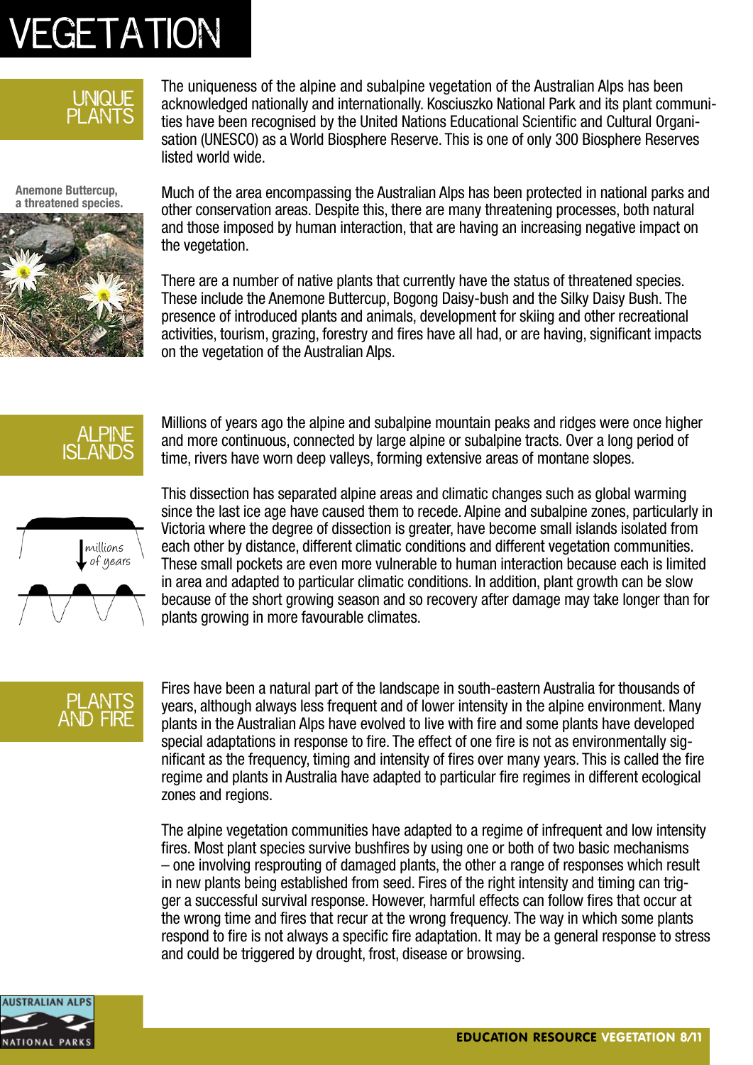# VEGETATION

## UNIQUE PLANTS

The uniqueness of the alpine and subalpine vegetation of the Australian Alps has been acknowledged nationally and internationally. Kosciuszko National Park and its plant communities have been recognised by the United Nations Educational Scientific and Cultural Organisation (UNESCO) as a World Biosphere Reserve. This is one of only 300 Biosphere Reserves listed world wide.

Anemone Buttercup, a threatened species.

Much of the area encompassing the Australian Alps has been protected in national parks and other conservation areas. Despite this, there are many threatening processes, both natural and those imposed by human interaction, that are having an increasing negative impact on the vegetation.

There are a number of native plants that currently have the status of threatened species. These include the Anemone Buttercup, Bogong Daisy-bush and the Silky Daisy Bush. The presence of introduced plants and animals, development for skiing and other recreational activities, tourism, grazing, forestry and fires have all had, or are having, significant impacts on the vegetation of the Australian Alps.

## ALPINE ISLANDS

Millions of years ago the alpine and subalpine mountain peaks and ridges were once higher and more continuous, connected by large alpine or subalpine tracts. Over a long period of time, rivers have worn deep valleys, forming extensive areas of montane slopes.

millions of years

This dissection has separated alpine areas and climatic changes such as global warming since the last ice age have caused them to recede. Alpine and subalpine zones, particularly in Victoria where the degree of dissection is greater, have become small islands isolated from each other by distance, different climatic conditions and different vegetation communities. These small pockets are even more vulnerable to human interaction because each is limited in area and adapted to particular climatic conditions. In addition, plant growth can be slow because of the short growing season and so recovery after damage may take longer than for plants growing in more favourable climates.

## PLANTS AND FIRE

Fires have been a natural part of the landscape in south-eastern Australia for thousands of years, although always less frequent and of lower intensity in the alpine environment. Many plants in the Australian Alps have evolved to live with fire and some plants have developed special adaptations in response to fire. The effect of one fire is not as environmentally significant as the frequency, timing and intensity of fires over many years. This is called the fire regime and plants in Australia have adapted to particular fire regimes in different ecological zones and regions.

The alpine vegetation communities have adapted to a regime of infrequent and low intensity fires. Most plant species survive bushfires by using one or both of two basic mechanisms – one involving resprouting of damaged plants, the other a range of responses which result in new plants being established from seed. Fires of the right intensity and timing can trigger a successful survival response. However, harmful effects can follow fires that occur at the wrong time and fires that recur at the wrong frequency. The way in which some plants respond to fire is not always a specific fire adaptation. It may be a general response to stress and could be triggered by drought, frost, disease or browsing.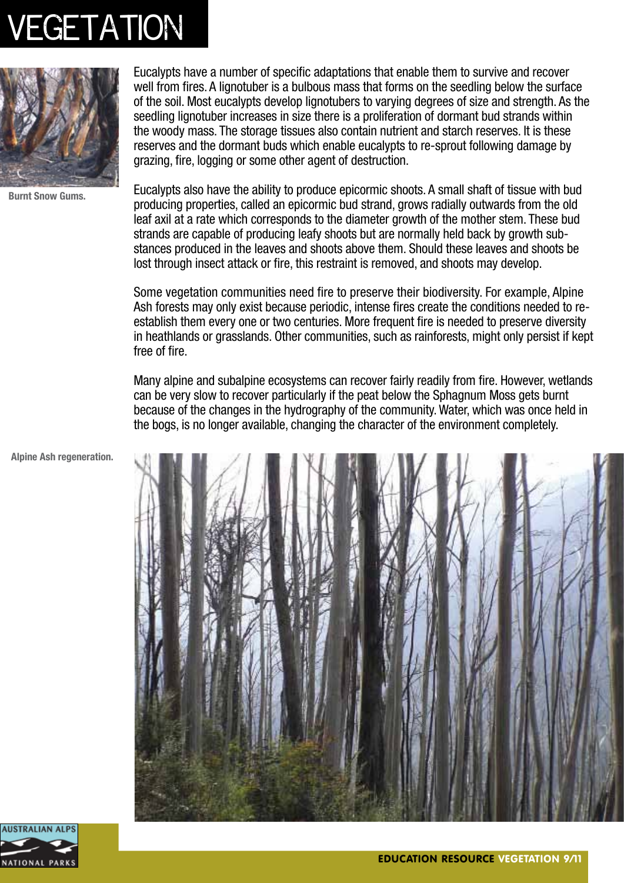# VEGETATION

Burnt Snow Gums.

Eucalypts have a number of specific adaptations that enable them to survive and recover well from fires. A lignotuber is a bulbous mass that forms on the seedling below the surface of the soil. Most eucalypts develop lignotubers to varying degrees of size and strength. As the seedling lignotuber increases in size there is a proliferation of dormant bud strands within the woody mass. The storage tissues also contain nutrient and starch reserves. It is these reserves and the dormant buds which enable eucalypts to re-sprout following damage by grazing, fire, logging or some other agent of destruction.

Eucalypts also have the ability to produce epicormic shoots. A small shaft of tissue with bud producing properties, called an epicormic bud strand, grows radially outwards from the old leaf axil at a rate which corresponds to the diameter growth of the mother stem. These bud strands are capable of producing leafy shoots but are normally held back by growth substances produced in the leaves and shoots above them. Should these leaves and shoots be lost through insect attack or fire, this restraint is removed, and shoots may develop.

Some vegetation communities need fire to preserve their biodiversity. For example, Alpine Ash forests may only exist because periodic, intense fires create the conditions needed to re-establish them every one or two centuries. More frequent fire is needed to preserve diversity in heathlands or grasslands. Other communities, such as rainforests, might only persist if kept free of fire.

Many alpine and subalpine ecosystems can recover fairly readily from fire. However, wetlands can be very slow to recover particularly if the peat below the Sphagnum Moss gets burnt because of the changes in the hydrography of the community. Water, which was once held in the bogs, is no longer available, changing the character of the environment completely.

Alpine Ash regeneration.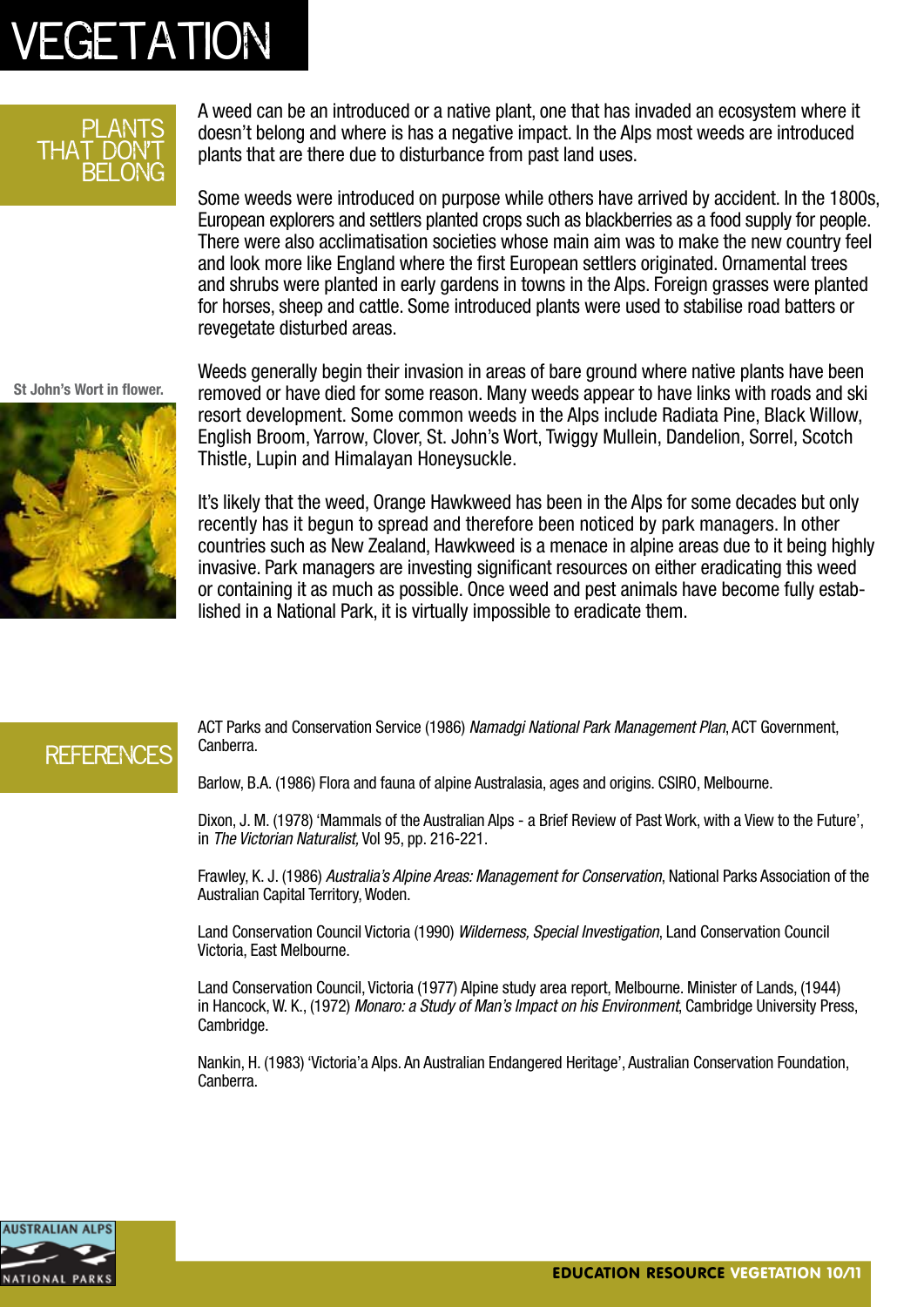# VEGETATION

## PLANTS THAT DON'T BELONG

A weed can be an introduced or a native plant, one that has invaded an ecosystem where it doesn't belong and where is has a negative impact. In the Alps most weeds are introduced plants that are there due to disturbance from past land uses.

Some weeds were introduced on purpose while others have arrived by accident. In the 1800s, European explorers and settlers planted crops such as blackberries as a food supply for people. There were also acclimatisation societies whose main aim was to make the new country feel and look more like England where the first European settlers originated. Ornamental trees and shrubs were planted in early gardens in towns in the Alps. Foreign grasses were planted for horses, sheep and cattle. Some introduced plants were used to stabilise road batters or revegetate disturbed areas.

St John's Wort in flower.

Weeds generally begin their invasion in areas of bare ground where native plants have been removed or have died for some reason. Many weeds appear to have links with roads and ski resort development. Some common weeds in the Alps include Radiata Pine, Black Willow, English Broom, Yarrow, Clover, St. John's Wort, Twiggy Mullein, Dandelion, Sorrel, Scotch Thistle, Lupin and Himalayan Honeysuckle.

It's likely that the weed, Orange Hawkweed has been in the Alps for some decades but only recently has it begun to spread and therefore been noticed by park managers. In other countries such as New Zealand, Hawkweed is a menace in alpine areas due to it being highly invasive. Park managers are investing significant resources on either eradicating this weed or containing it as much as possible. Once weed and pest animals have become fully established in a National Park, it is virtually impossible to eradicate them.

## REFERENCES

ACT Parks and Conservation Service (1986) *Namadgi National Park Management Plan*, ACT Government, Canberra.

Barlow, B.A. (1986) Flora and fauna of alpine Australasia, ages and origins. CSIRO, Melbourne.

Dixon, J. M. (1978) 'Mammals of the Australian Alps - a Brief Review of Past Work, with a View to the Future', in *The Victorian Naturalist,* Vol 95, pp. 216-221.

Frawley, K. J. (1986) *Australia's Alpine Areas: Management for Conservation*, National Parks Association of the Australian Capital Territory, Woden.

Land Conservation Council Victoria (1990) *Wilderness, Special Investigation*, Land Conservation Council Victoria, East Melbourne.

Land Conservation Council, Victoria (1977) Alpine study area report, Melbourne. Minister of Lands, (1944) in Hancock, W. K., (1972) *Monaro: a Study of Man's Impact on his Environment*, Cambridge University Press, Cambridge.

Nankin, H. (1983) 'Victoria'a Alps. An Australian Endangered Heritage', Australian Conservation Foundation, Canberra.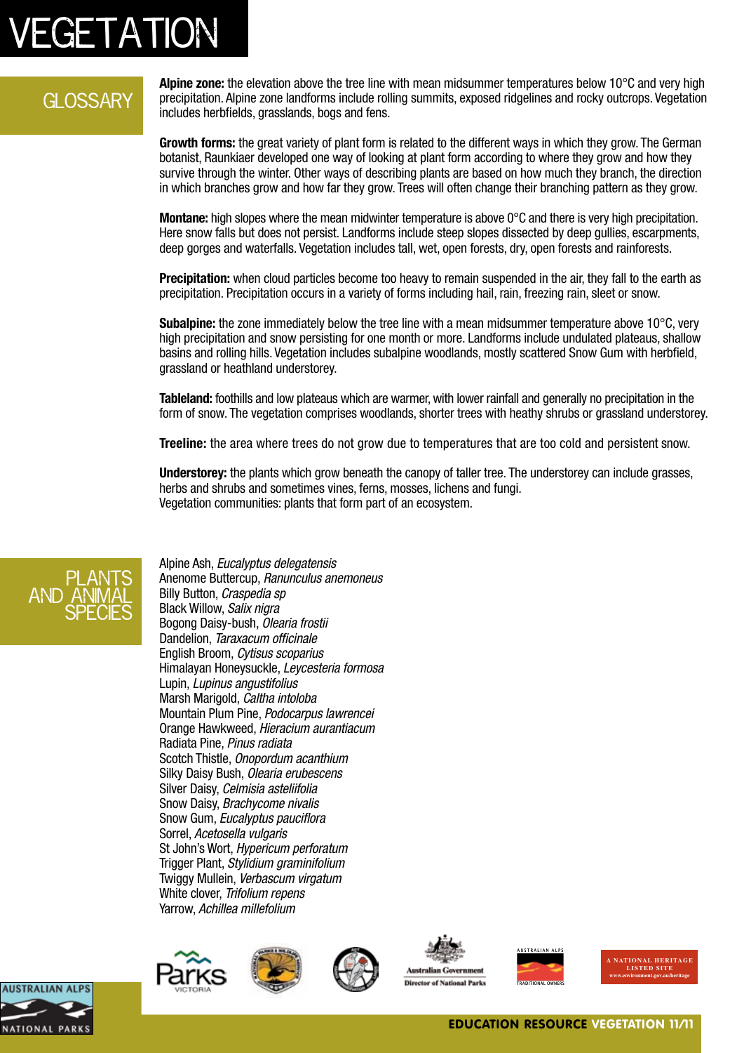# VEGETATION

## GLOSSARY

**Alpine zone:** the elevation above the tree line with mean midsummer temperatures below 10°C and very high precipitation. Alpine zone landforms include rolling summits, exposed ridgelines and rocky outcrops. Vegetation includes herbfields, grasslands, bogs and fens.

**Growth forms:** the great variety of plant form is related to the different ways in which they grow. The German botanist, Raunkiaer developed one way of looking at plant form according to where they grow and how they survive through the winter. Other ways of describing plants are based on how much they branch, the direction in which branches grow and how far they grow. Trees will often change their branching pattern as they grow.

**Montane:** high slopes where the mean midwinter temperature is above 0°C and there is very high precipitation. Here snow falls but does not persist. Landforms include steep slopes dissected by deep gullies, escarpments, deep gorges and waterfalls. Vegetation includes tall, wet, open forests, dry, open forests and rainforests.

**Precipitation:** when cloud particles become too heavy to remain suspended in the air, they fall to the earth as precipitation. Precipitation occurs in a variety of forms including hail, rain, freezing rain, sleet or snow.

**Subalpine:** the zone immediately below the tree line with a mean midsummer temperature above 10°C, very high precipitation and snow persisting for one month or more. Landforms include undulated plateaus, shallow basins and rolling hills. Vegetation includes subalpine woodlands, mostly scattered Snow Gum with herbfield, grassland or heathland understorey.

**Tableland:** foothills and low plateaus which are warmer, with lower rainfall and generally no precipitation in the form of snow. The vegetation comprises woodlands, shorter trees with heathy shrubs or grassland understorey.

**Treeline:** the area where trees do not grow due to temperatures that are too cold and persistent snow.

**Understorey:** the plants which grow beneath the canopy of taller tree. The understorey can include grasses, herbs and shrubs and sometimes vines, ferns, mosses, lichens and fungi.
Vegetation communities: plants that form part of an ecosystem.

## PLANTS AND ANIMAL SPECIES

Alpine Ash, *Eucalyptus delegatensis*
Anenome Buttercup, *Ranunculus anemoneus*
Billy Button, *Craspedia sp*
Black Willow, *Salix nigra*
Bogong Daisy-bush, *Olearia frostii*
Dandelion, *Taraxacum officinale*
English Broom, *Cytisus scoparius*
Himalayan Honeysuckle, *Leycesteria formosa*
Lupin, *Lupinus angustifolius*
Marsh Marigold, *Caltha intoloba*
Mountain Plum Pine, *Podocarpus lawrencei*
Orange Hawkweed, *Hieracium aurantiacum*
Radiata Pine, *Pinus radiata*
Scotch Thistle, *Onopordum acanthium*
Silky Daisy Bush, *Olearia erubescens*
Silver Daisy, *Celmisia asteliifolia*
Snow Daisy, *Brachycome nivalis*
Snow Gum, *Eucalyptus pauciflora*
Sorrel, *Acetosella vulgaris*
St John's Wort, *Hypericum perforatum*
Trigger Plant, *Stylidium graminifolium*
Twiggy Mullein, *Verbascum virgatum*
White clover, *Trifolium repens*
Yarrow, *Achillea millefolium*

Parks VICTORIA
Australian Government Director of National Parks
AUSTRALIAN ALPS TRADITIONAL OWNERS
A NATIONAL HERITAGE LISTED SITE www.environment.gov.au/heritage
AUSTRALIAN ALPS NATIONAL PARKS

EDUCATION RESOURCE VEGETATION